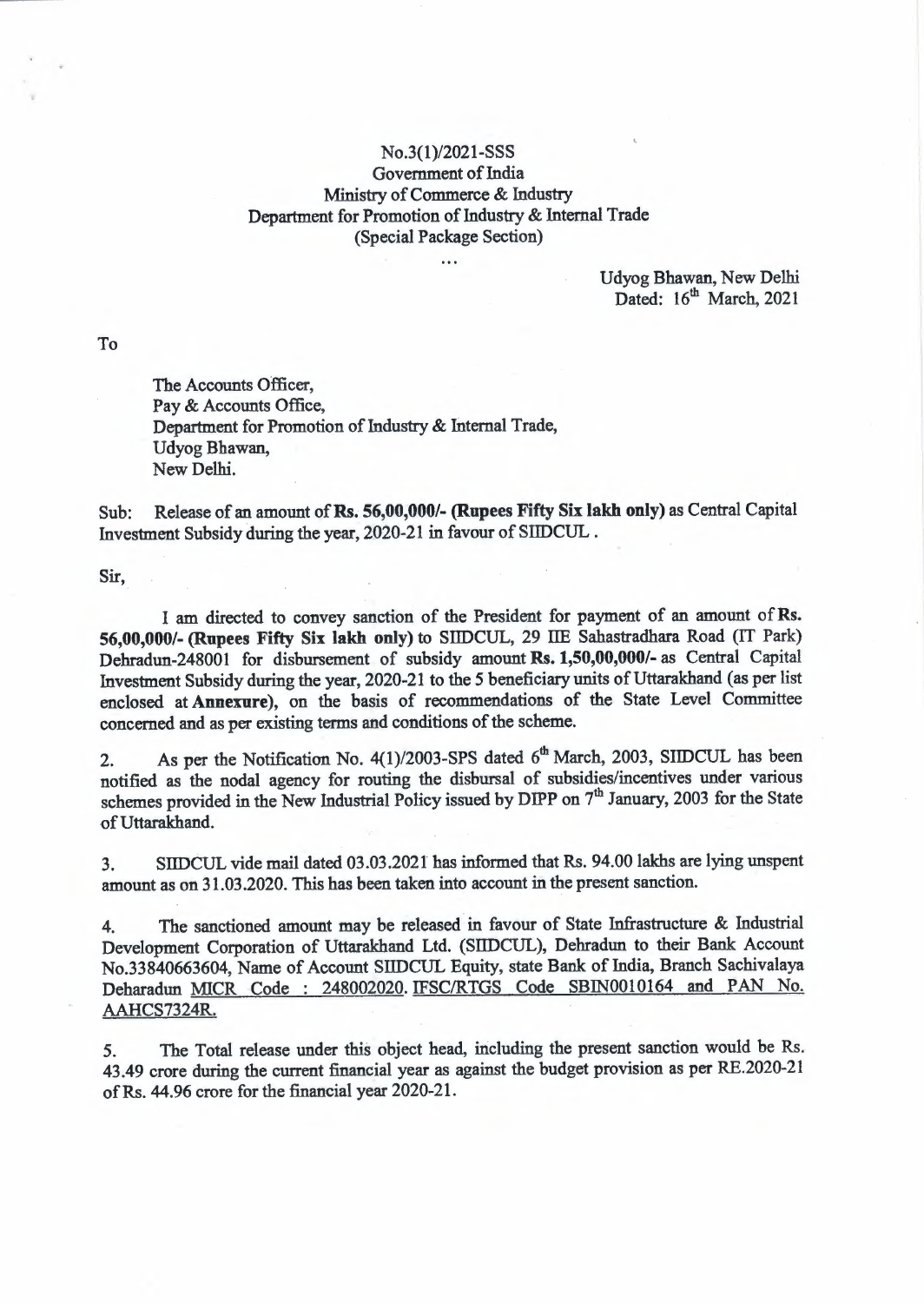No.3(1)/2021-SSS
Government of India
Ministry of Commerce & Industry
Department for Promotion of Industry & Internal Trade
(Special Package Section)

...

Udyog Bhawan, New Delhi
Dated: 16th March, 2021

To

The Accounts Officer,
Pay & Accounts Office,
Department for Promotion of Industry & Internal Trade,
Udyog Bhawan,
New Delhi.

Sub: Release of an amount of **Rs. 56,00,000/- (Rupees Fifty Six lakh only)** as Central Capital Investment Subsidy during the year, 2020-21 in favour of SIIDCUL .

Sir,

I am directed to convey sanction of the President for payment of an amount of **Rs. 56,00,000/- (Rupees Fifty Six lakh only)** to SIIDCUL, 29 IIE Sahastradhara Road (IT Park) Dehradun-248001 for disbursement of subsidy amount **Rs. 1,50,00,000/-** as Central Capital Investment Subsidy during the year, 2020-21 to the 5 beneficiary units of Uttarakhand (as per list enclosed at **Annexure**), on the basis of recommendations of the State Level Committee concerned and as per existing terms and conditions of the scheme.

2. As per the Notification No. 4(1)/2003-SPS dated 6th March, 2003, SIIDCUL has been notified as the nodal agency for routing the disbursal of subsidies/incentives under various schemes provided in the New Industrial Policy issued by DIPP on 7th January, 2003 for the State of Uttarakhand.

3. SIIDCUL vide mail dated 03.03.2021 has informed that Rs. 94.00 lakhs are lying unspent amount as on 31.03.2020. This has been taken into account in the present sanction.

4. The sanctioned amount may be released in favour of State Infrastructure & Industrial Development Corporation of Uttarakhand Ltd. (SIIDCUL), Dehradun to their Bank Account No.33840663604, Name of Account SIIDCUL Equity, state Bank of India, Branch Sachivalaya Deharadun MICR Code : 248002020. IFSC/RTGS Code SBIN0010164 and PAN No. AAHCS7324R.

5. The Total release under this object head, including the present sanction would be Rs. 43.49 crore during the current financial year as against the budget provision as per RE.2020-21 of Rs. 44.96 crore for the financial year 2020-21.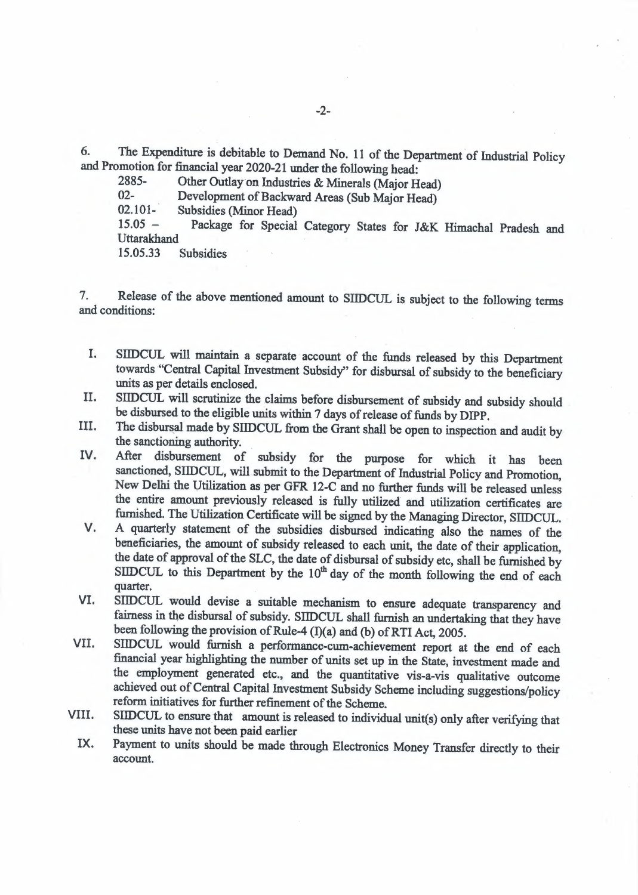6. The Expenditure is debitable to Demand No. 11 of the Department of Industrial Policy and Promotion for financial year 2020-21 under the following head:

2885- Other Outlay on Industries & Minerals (Major Head)
02- Development of Backward Areas (Sub Major Head)
02.101- Subsidies (Minor Head)
15.05 – Package for Special Category States for J&K Himachal Pradesh and Uttarakhand
15.05.33 Subsidies

7. Release of the above mentioned amount to SIIDCUL is subject to the following terms and conditions:

I. SIIDCUL will maintain a separate account of the funds released by this Department towards "Central Capital Investment Subsidy" for disbursal of subsidy to the beneficiary units as per details enclosed.

II. SIIDCUL will scrutinize the claims before disbursement of subsidy and subsidy should be disbursed to the eligible units within 7 days of release of funds by DIPP.

III. The disbursal made by SIIDCUL from the Grant shall be open to inspection and audit by the sanctioning authority.

IV. After disbursement of subsidy for the purpose for which it has been sanctioned, SIIDCUL, will submit to the Department of Industrial Policy and Promotion, New Delhi the Utilization as per GFR 12-C and no further funds will be released unless the entire amount previously released is fully utilized and utilization certificates are furnished. The Utilization Certificate will be signed by the Managing Director, SIIDCUL.

V. A quarterly statement of the subsidies disbursed indicating also the names of the beneficiaries, the amount of subsidy released to each unit, the date of their application, the date of approval of the SLC, the date of disbursal of subsidy etc, shall be furnished by SIIDCUL to this Department by the 10th day of the month following the end of each quarter.

VI. SIIDCUL would devise a suitable mechanism to ensure adequate transparency and fairness in the disbursal of subsidy. SIIDCUL shall furnish an undertaking that they have been following the provision of Rule-4 (I)(a) and (b) of RTI Act, 2005.

VII. SIIDCUL would furnish a performance-cum-achievement report at the end of each financial year highlighting the number of units set up in the State, investment made and the employment generated etc., and the quantitative vis-a-vis qualitative outcome achieved out of Central Capital Investment Subsidy Scheme including suggestions/policy reform initiatives for further refinement of the Scheme.

VIII. SIIDCUL to ensure that amount is released to individual unit(s) only after verifying that these units have not been paid earlier

IX. Payment to units should be made through Electronics Money Transfer directly to their account.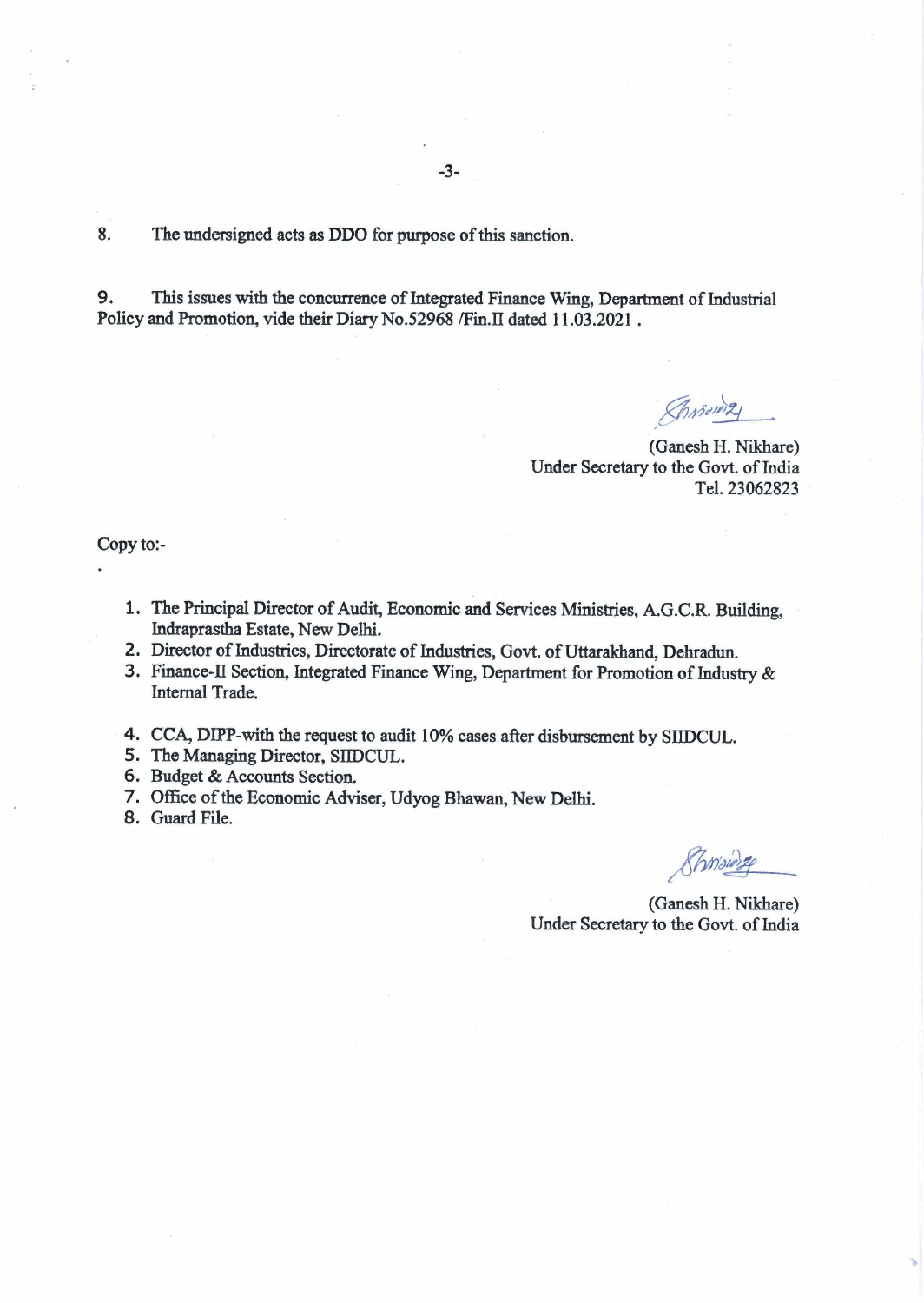8. The undersigned acts as DDO for purpose of this sanction.

9. This issues with the concurrence of Integrated Finance Wing, Department of Industrial Policy and Promotion, vide their Diary No.52968 /Fin.II dated 11.03.2021 .

(Ganesh H. Nikhare)
Under Secretary to the Govt. of India
Tel. 23062823

Copy to:-

1. The Principal Director of Audit, Economic and Services Ministries, A.G.C.R. Building, Indraprastha Estate, New Delhi.
2. Director of Industries, Directorate of Industries, Govt. of Uttarakhand, Dehradun.
3. Finance-II Section, Integrated Finance Wing, Department for Promotion of Industry & Internal Trade.
4. CCA, DIPP-with the request to audit 10% cases after disbursement by SIIDCUL.
5. The Managing Director, SIIDCUL.
6. Budget & Accounts Section.
7. Office of the Economic Adviser, Udyog Bhawan, New Delhi.
8. Guard File.

(Ganesh H. Nikhare)
Under Secretary to the Govt. of India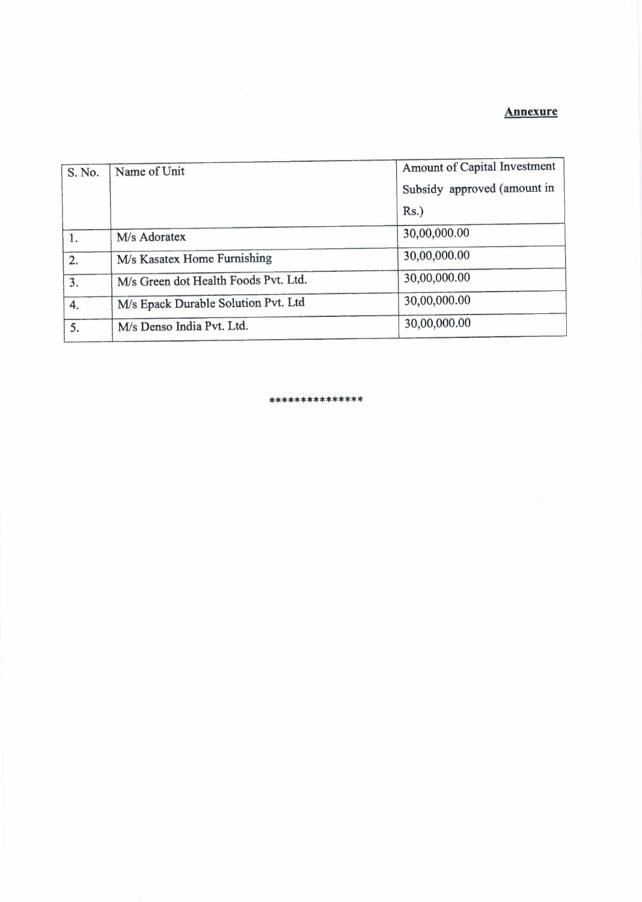**Annexure**

| S. No. | Name of Unit | Amount of Capital Investment Subsidy approved (amount in Rs.) |
|---|---|---|
| 1. | M/s Adoratex | 30,00,000.00 |
| 2. | M/s Kasatex Home Furnishing | 30,00,000.00 |
| 3. | M/s Green dot Health Foods Pvt. Ltd. | 30,00,000.00 |
| 4. | M/s Epack Durable Solution Pvt. Ltd | 30,00,000.00 |
| 5. | M/s Denso India Pvt. Ltd. | 30,00,000.00 |

***************